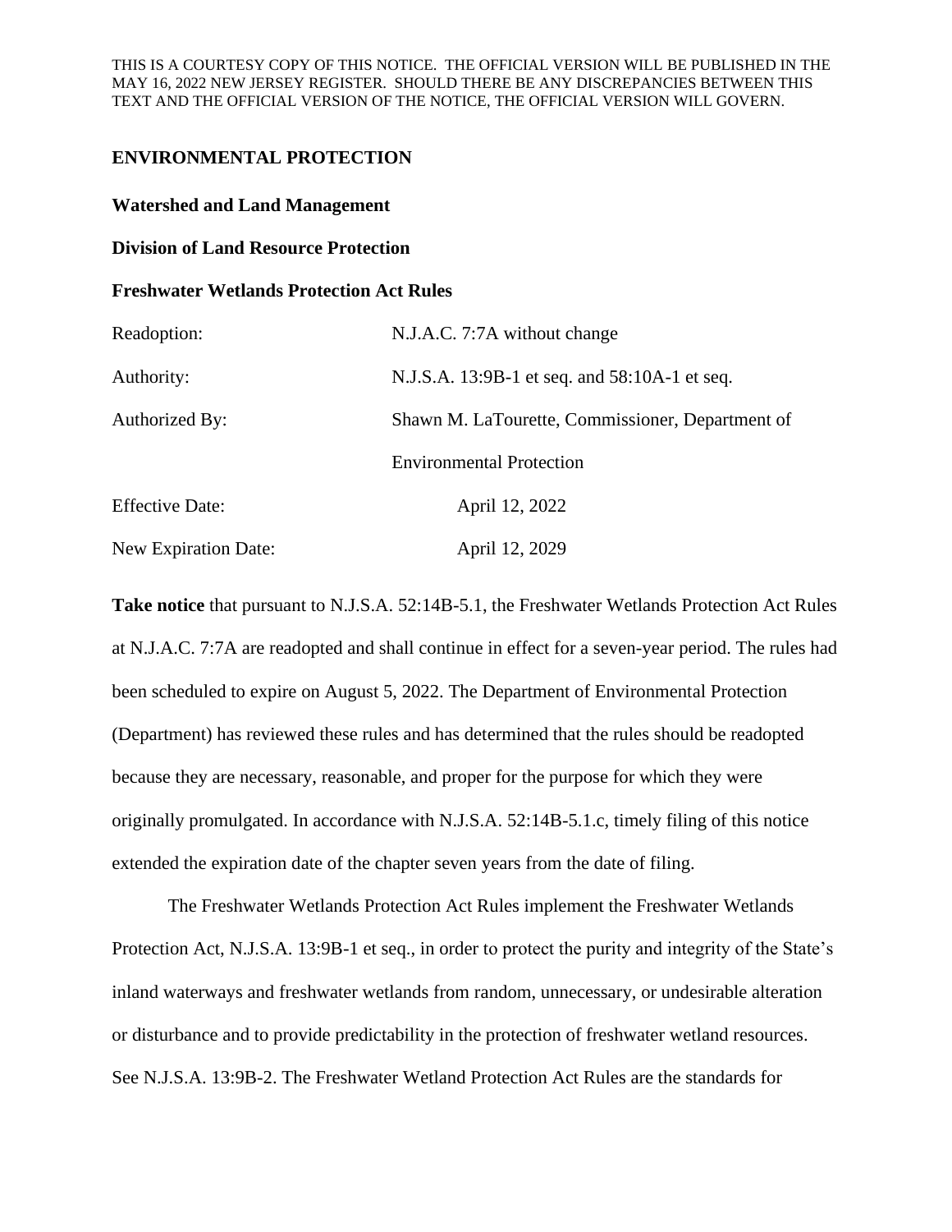THIS IS A COURTESY COPY OF THIS NOTICE. THE OFFICIAL VERSION WILL BE PUBLISHED IN THE MAY 16, 2022 NEW JERSEY REGISTER. SHOULD THERE BE ANY DISCREPANCIES BETWEEN THIS TEXT AND THE OFFICIAL VERSION OF THE NOTICE, THE OFFICIAL VERSION WILL GOVERN.

**ENVIRONMENTAL PROTECTION**

**Watershed and Land Management**

**Division of Land Resource Protection**

**Freshwater Wetlands Protection Act Rules**

| | |
|---|---|
| Readoption: | N.J.A.C. 7:7A without change |
| Authority: | N.J.S.A. 13:9B-1 et seq. and 58:10A-1 et seq. |
| Authorized By: | Shawn M. LaTourette, Commissioner, Department of Environmental Protection |
| Effective Date: | April 12, 2022 |
| New Expiration Date: | April 12, 2029 |

**Take notice** that pursuant to N.J.S.A. 52:14B-5.1, the Freshwater Wetlands Protection Act Rules at N.J.A.C. 7:7A are readopted and shall continue in effect for a seven-year period. The rules had been scheduled to expire on August 5, 2022. The Department of Environmental Protection (Department) has reviewed these rules and has determined that the rules should be readopted because they are necessary, reasonable, and proper for the purpose for which they were originally promulgated. In accordance with N.J.S.A. 52:14B-5.1.c, timely filing of this notice extended the expiration date of the chapter seven years from the date of filing.

The Freshwater Wetlands Protection Act Rules implement the Freshwater Wetlands Protection Act, N.J.S.A. 13:9B-1 et seq., in order to protect the purity and integrity of the State's inland waterways and freshwater wetlands from random, unnecessary, or undesirable alteration or disturbance and to provide predictability in the protection of freshwater wetland resources. See N.J.S.A. 13:9B-2. The Freshwater Wetland Protection Act Rules are the standards for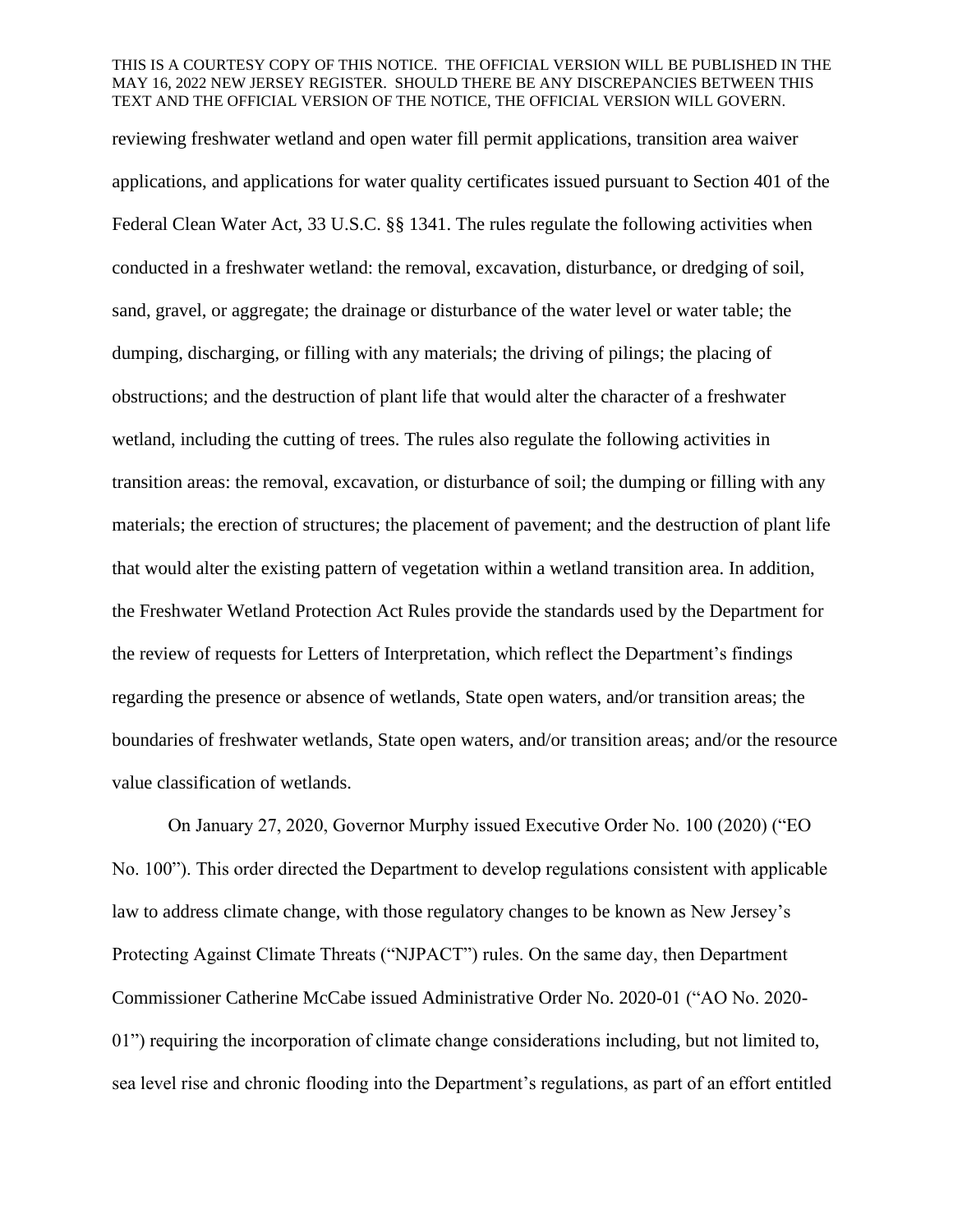reviewing freshwater wetland and open water fill permit applications, transition area waiver applications, and applications for water quality certificates issued pursuant to Section 401 of the Federal Clean Water Act, 33 U.S.C. §§ 1341. The rules regulate the following activities when conducted in a freshwater wetland: the removal, excavation, disturbance, or dredging of soil, sand, gravel, or aggregate; the drainage or disturbance of the water level or water table; the dumping, discharging, or filling with any materials; the driving of pilings; the placing of obstructions; and the destruction of plant life that would alter the character of a freshwater wetland, including the cutting of trees. The rules also regulate the following activities in transition areas: the removal, excavation, or disturbance of soil; the dumping or filling with any materials; the erection of structures; the placement of pavement; and the destruction of plant life that would alter the existing pattern of vegetation within a wetland transition area. In addition, the Freshwater Wetland Protection Act Rules provide the standards used by the Department for the review of requests for Letters of Interpretation, which reflect the Department's findings regarding the presence or absence of wetlands, State open waters, and/or transition areas; the boundaries of freshwater wetlands, State open waters, and/or transition areas; and/or the resource value classification of wetlands.

On January 27, 2020, Governor Murphy issued Executive Order No. 100 (2020) ("EO No. 100"). This order directed the Department to develop regulations consistent with applicable law to address climate change, with those regulatory changes to be known as New Jersey's Protecting Against Climate Threats ("NJPACT") rules. On the same day, then Department Commissioner Catherine McCabe issued Administrative Order No. 2020-01 ("AO No. 2020-01") requiring the incorporation of climate change considerations including, but not limited to, sea level rise and chronic flooding into the Department's regulations, as part of an effort entitled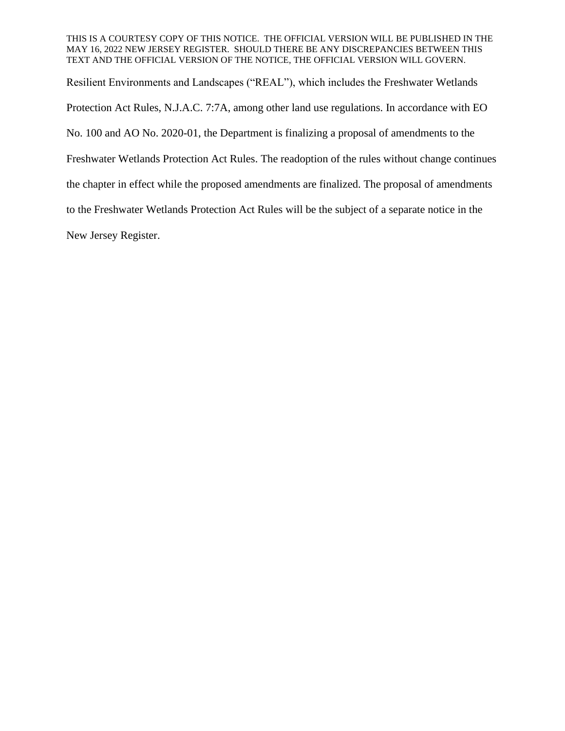Resilient Environments and Landscapes ("REAL"), which includes the Freshwater Wetlands Protection Act Rules, N.J.A.C. 7:7A, among other land use regulations. In accordance with EO No. 100 and AO No. 2020-01, the Department is finalizing a proposal of amendments to the Freshwater Wetlands Protection Act Rules. The readoption of the rules without change continues the chapter in effect while the proposed amendments are finalized. The proposal of amendments to the Freshwater Wetlands Protection Act Rules will be the subject of a separate notice in the New Jersey Register.